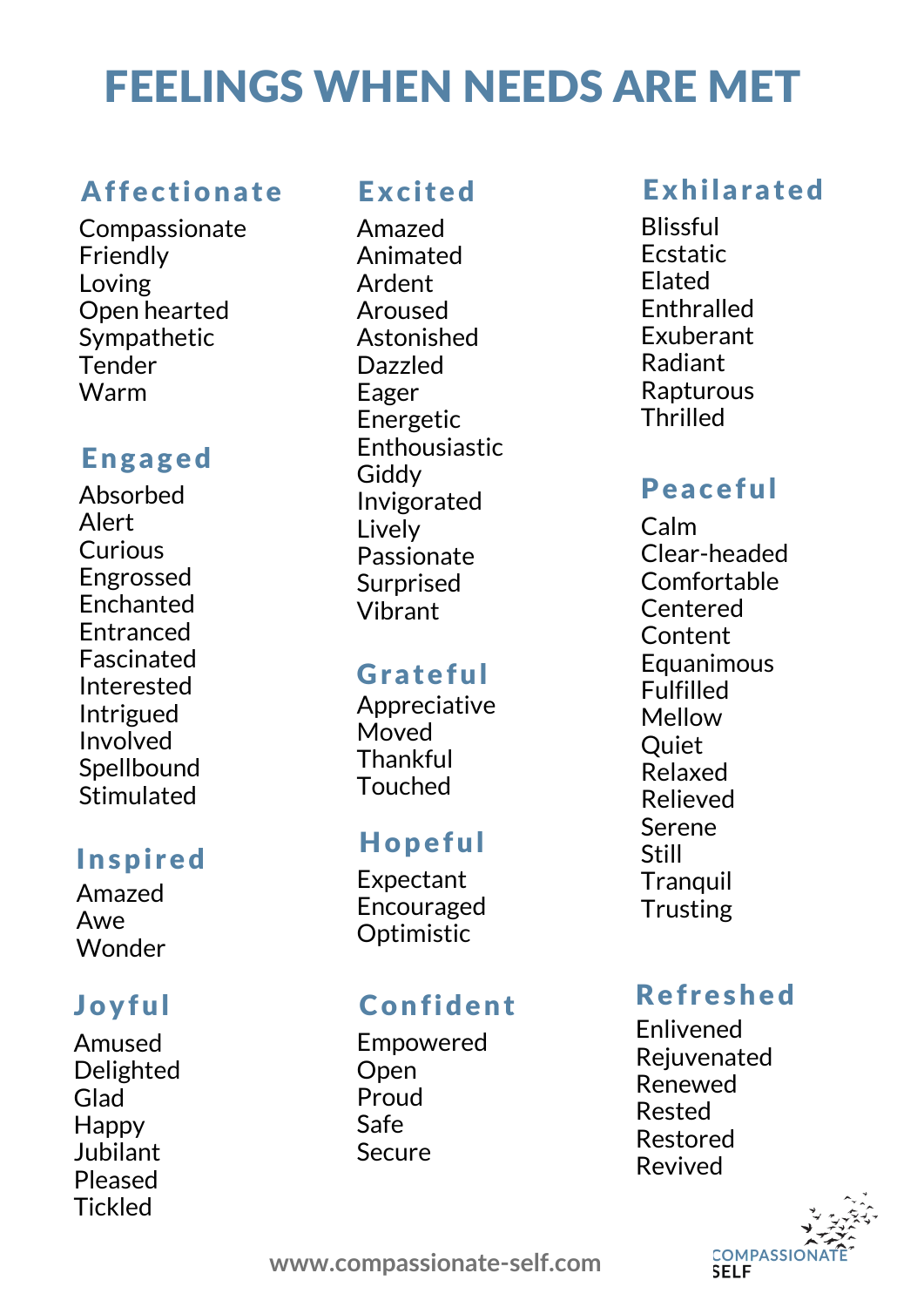# FEELINGS WHEN NEEDS ARE MET

## Affectionate

Compassionate
Friendly
Loving
Open hearted
Sympathetic
Tender
Warm

## Engaged

Absorbed
Alert
Curious
Engrossed
Enchanted
Entranced
Fascinated
Interested
Intrigued
Involved
Spellbound
Stimulated

## Inspired

Amazed
Awe
Wonder

## Joyful

Amused
Delighted
Glad
Happy
Jubilant
Pleased
Tickled

## Excited

Amazed
Animated
Ardent
Aroused
Astonished
Dazzled
Eager
Energetic
Enthousiastic
Giddy
Invigorated
Lively
Passionate
Surprised
Vibrant

## Grateful

Appreciative
Moved
Thankful
Touched

## Hopeful

Expectant
Encouraged
Optimistic

## Confident

Empowered
Open
Proud
Safe
Secure

## Exhilarated

Blissful
Ecstatic
Elated
Enthralled
Exuberant
Radiant
Rapturous
Thrilled

## Peaceful

Calm
Clear-headed
Comfortable
Centered
Content
Equanimous
Fulfilled
Mellow
Quiet
Relaxed
Relieved
Serene
Still
Tranquil
Trusting

## Refreshed

Enlivened
Rejuvenated
Renewed
Rested
Restored
Revived

www.compassionate-self.com

COMPASSIONATE SELF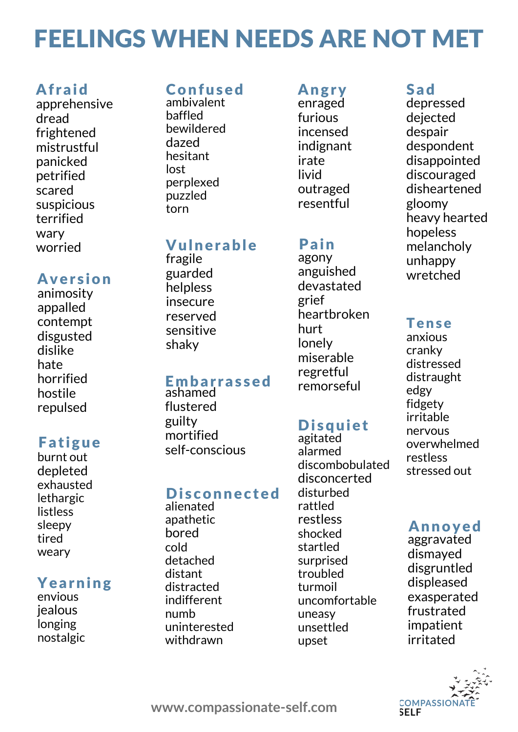# FEELINGS WHEN NEEDS ARE NOT MET

## Afraid
apprehensive
dread
frightened
mistrustful
panicked
petrified
scared
suspicious
terrified
wary
worried

## Aversion
animosity
appalled
contempt
disgusted
dislike
hate
horrified
hostile
repulsed

## Fatigue
burnt out
depleted
exhausted
lethargic
listless
sleepy
tired
weary

## Yearning
envious
jealous
longing
nostalgic

## Confused
ambivalent
baffled
bewildered
dazed
hesitant
lost
perplexed
puzzled
torn

## Vulnerable
fragile
guarded
helpless
insecure
reserved
sensitive
shaky

## Embarrassed
ashamed
flustered
guilty
mortified
self-conscious

## Disconnected
alienated
apathetic
bored
cold
detached
distant
distracted
indifferent
numb
uninterested
withdrawn

## Angry
enraged
furious
incensed
indignant
irate
livid
outraged
resentful

## Pain
agony
anguished
devastated
grief
heartbroken
hurt
lonely
miserable
regretful
remorseful

## Disquiet
agitated
alarmed
discombobulated
disconcerted
disturbed
rattled
restless
shocked
startled
surprised
troubled
turmoil
uncomfortable
uneasy
unsettled
upset

## Sad
depressed
dejected
despair
despondent
disappointed
discouraged
disheartened
gloomy
heavy hearted
hopeless
melancholy
unhappy
wretched

## Tense
anxious
cranky
distressed
distraught
edgy
fidgety
irritable
nervous
overwhelmed
restless
stressed out

## Annoyed
aggravated
dismayed
disgruntled
displeased
exasperated
frustrated
impatient
irritated

www.compassionate-self.com

COMPASSIONATE SELF